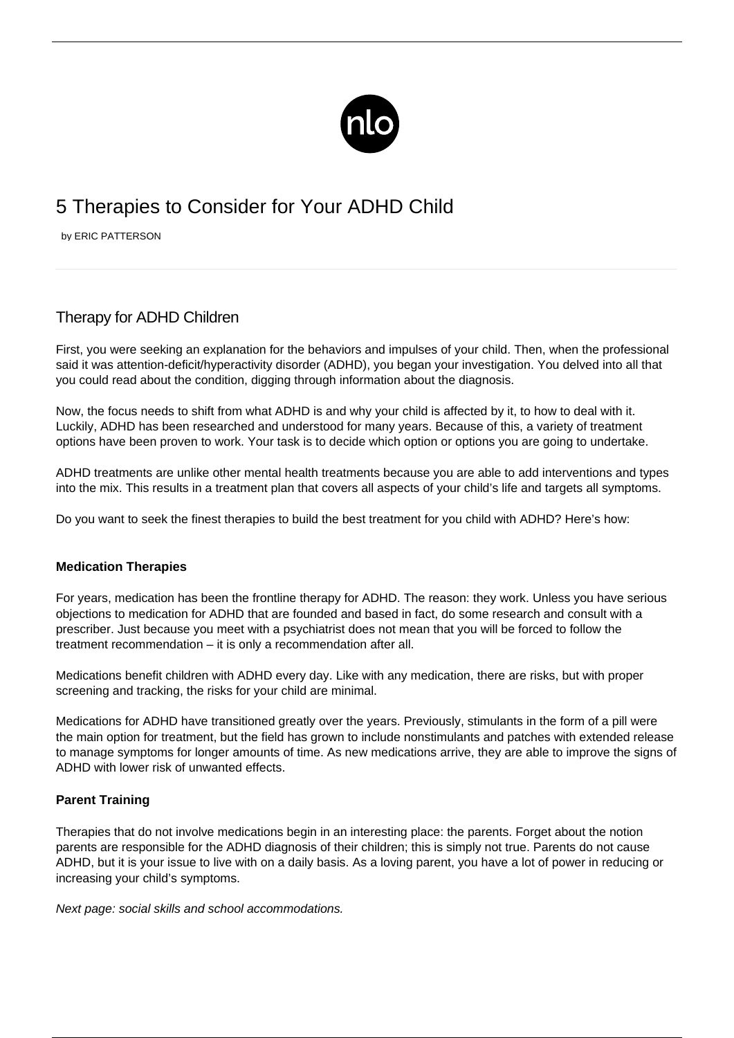# 5 Therapies to Consider for Your ADHD Child

by ERIC PATTERSON

## Therapy for ADHD Children

First, you were seeking an explanation for the behaviors and impulses of your child. Then, when the professional said it was attention-deficit/hyperactivity disorder (ADHD), you began your investigation. You delved into all that you could read about the condition, digging through information about the diagnosis.

Now, the focus needs to shift from what ADHD is and why your child is affected by it, to how to deal with it. Luckily, ADHD has been researched and understood for many years. Because of this, a variety of treatment options have been proven to work. Your task is to decide which option or options you are going to undertake.

ADHD treatments are unlike other mental health treatments because you are able to add interventions and types into the mix. This results in a treatment plan that covers all aspects of your child's life and targets all symptoms.

Do you want to seek the finest therapies to build the best treatment for you child with ADHD? Here's how:

**Medication Therapies**

For years, medication has been the frontline therapy for ADHD. The reason: they work. Unless you have serious objections to medication for ADHD that are founded and based in fact, do some research and consult with a prescriber. Just because you meet with a psychiatrist does not mean that you will be forced to follow the treatment recommendation – it is only a recommendation after all.

Medications benefit children with ADHD every day. Like with any medication, there are risks, but with proper screening and tracking, the risks for your child are minimal.

Medications for ADHD have transitioned greatly over the years. Previously, stimulants in the form of a pill were the main option for treatment, but the field has grown to include nonstimulants and patches with extended release to manage symptoms for longer amounts of time. As new medications arrive, they are able to improve the signs of ADHD with lower risk of unwanted effects.

**Parent Training**

Therapies that do not involve medications begin in an interesting place: the parents. Forget about the notion parents are responsible for the ADHD diagnosis of their children; this is simply not true. Parents do not cause ADHD, but it is your issue to live with on a daily basis. As a loving parent, you have a lot of power in reducing or increasing your child's symptoms.

*Next page: social skills and school accommodations.*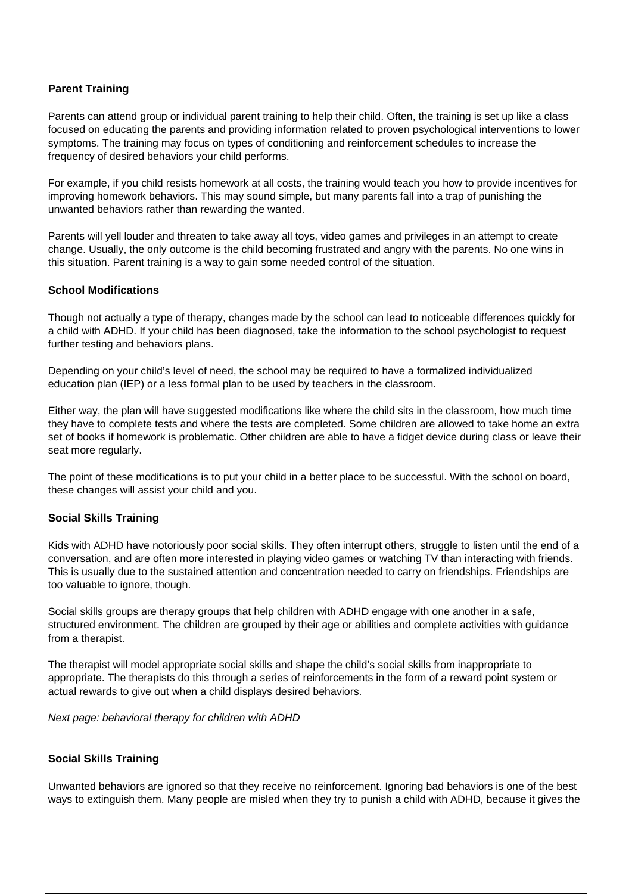### Parent Training

Parents can attend group or individual parent training to help their child. Often, the training is set up like a class focused on educating the parents and providing information related to proven psychological interventions to lower symptoms. The training may focus on types of conditioning and reinforcement schedules to increase the frequency of desired behaviors your child performs.

For example, if you child resists homework at all costs, the training would teach you how to provide incentives for improving homework behaviors. This may sound simple, but many parents fall into a trap of punishing the unwanted behaviors rather than rewarding the wanted.

Parents will yell louder and threaten to take away all toys, video games and privileges in an attempt to create change. Usually, the only outcome is the child becoming frustrated and angry with the parents. No one wins in this situation. Parent training is a way to gain some needed control of the situation.

### School Modifications

Though not actually a type of therapy, changes made by the school can lead to noticeable differences quickly for a child with ADHD. If your child has been diagnosed, take the information to the school psychologist to request further testing and behaviors plans.

Depending on your child's level of need, the school may be required to have a formalized individualized education plan (IEP) or a less formal plan to be used by teachers in the classroom.

Either way, the plan will have suggested modifications like where the child sits in the classroom, how much time they have to complete tests and where the tests are completed. Some children are allowed to take home an extra set of books if homework is problematic. Other children are able to have a fidget device during class or leave their seat more regularly.

The point of these modifications is to put your child in a better place to be successful. With the school on board, these changes will assist your child and you.

### Social Skills Training

Kids with ADHD have notoriously poor social skills. They often interrupt others, struggle to listen until the end of a conversation, and are often more interested in playing video games or watching TV than interacting with friends. This is usually due to the sustained attention and concentration needed to carry on friendships. Friendships are too valuable to ignore, though.

Social skills groups are therapy groups that help children with ADHD engage with one another in a safe, structured environment. The children are grouped by their age or abilities and complete activities with guidance from a therapist.

The therapist will model appropriate social skills and shape the child's social skills from inappropriate to appropriate. The therapists do this through a series of reinforcements in the form of a reward point system or actual rewards to give out when a child displays desired behaviors.

*Next page: behavioral therapy for children with ADHD*

### Social Skills Training

Unwanted behaviors are ignored so that they receive no reinforcement. Ignoring bad behaviors is one of the best ways to extinguish them. Many people are misled when they try to punish a child with ADHD, because it gives the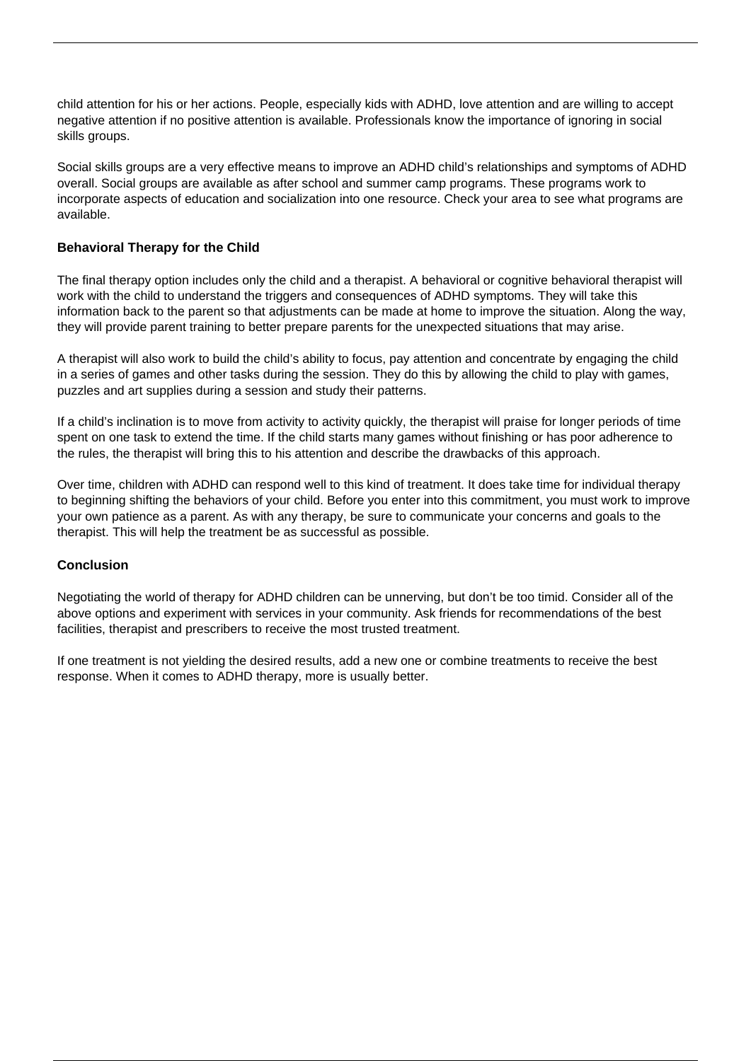child attention for his or her actions. People, especially kids with ADHD, love attention and are willing to accept negative attention if no positive attention is available. Professionals know the importance of ignoring in social skills groups.

Social skills groups are a very effective means to improve an ADHD child's relationships and symptoms of ADHD overall. Social groups are available as after school and summer camp programs. These programs work to incorporate aspects of education and socialization into one resource. Check your area to see what programs are available.

**Behavioral Therapy for the Child**

The final therapy option includes only the child and a therapist. A behavioral or cognitive behavioral therapist will work with the child to understand the triggers and consequences of ADHD symptoms. They will take this information back to the parent so that adjustments can be made at home to improve the situation. Along the way, they will provide parent training to better prepare parents for the unexpected situations that may arise.

A therapist will also work to build the child's ability to focus, pay attention and concentrate by engaging the child in a series of games and other tasks during the session. They do this by allowing the child to play with games, puzzles and art supplies during a session and study their patterns.

If a child's inclination is to move from activity to activity quickly, the therapist will praise for longer periods of time spent on one task to extend the time. If the child starts many games without finishing or has poor adherence to the rules, the therapist will bring this to his attention and describe the drawbacks of this approach.

Over time, children with ADHD can respond well to this kind of treatment. It does take time for individual therapy to beginning shifting the behaviors of your child. Before you enter into this commitment, you must work to improve your own patience as a parent. As with any therapy, be sure to communicate your concerns and goals to the therapist. This will help the treatment be as successful as possible.

**Conclusion**

Negotiating the world of therapy for ADHD children can be unnerving, but don't be too timid. Consider all of the above options and experiment with services in your community. Ask friends for recommendations of the best facilities, therapist and prescribers to receive the most trusted treatment.

If one treatment is not yielding the desired results, add a new one or combine treatments to receive the best response. When it comes to ADHD therapy, more is usually better.